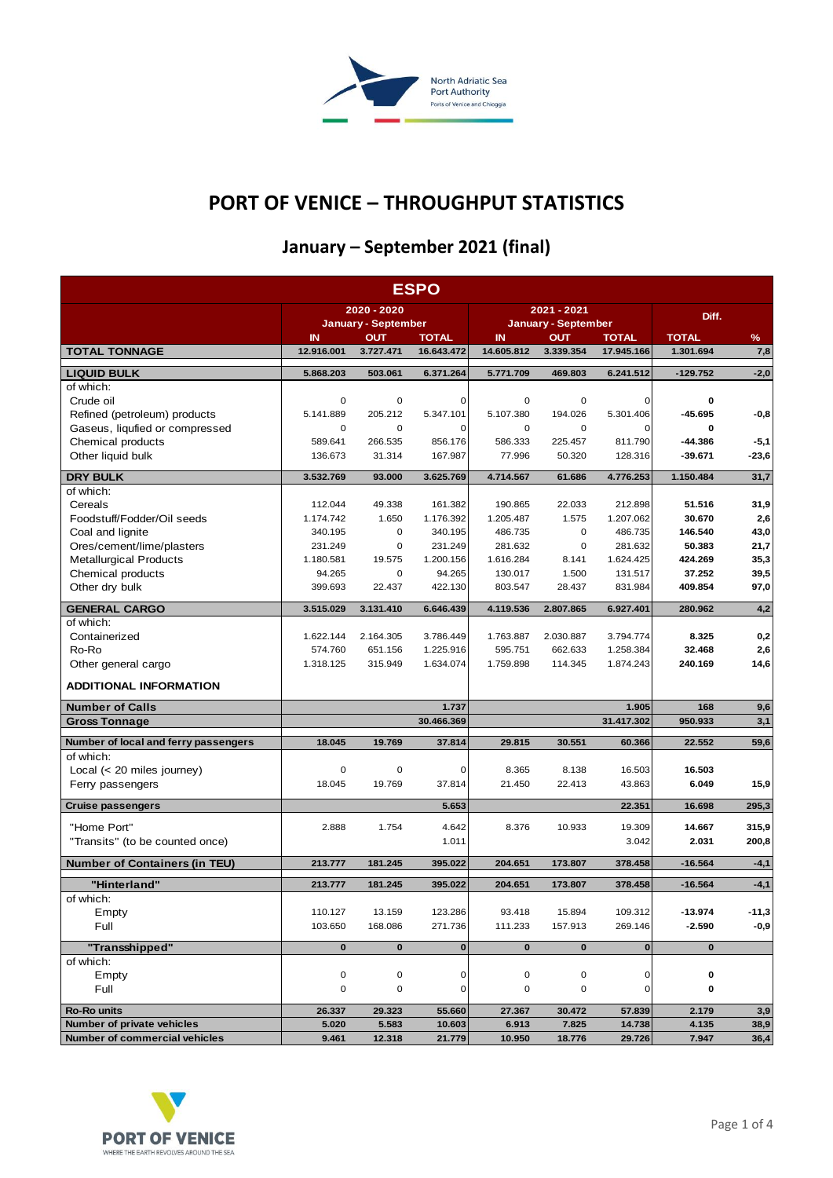North Adriatic Sea Port Authority
Ports of Venice and Chioggia

# PORT OF VENICE – THROUGHPUT STATISTICS

## January – September 2021 (final)

| ESPO | 2020 - 2020 January - September | | | 2021 - 2021 January - September | | | Diff. | |
|---|---|---|---|---|---|---|---|---|
| | IN | OUT | TOTAL | IN | OUT | TOTAL | TOTAL | % |
| **TOTAL TONNAGE** | **12.916.001** | **3.727.471** | **16.643.472** | **14.605.812** | **3.339.354** | **17.945.166** | **1.301.694** | **7,8** |
| **LIQUID BULK** | **5.868.203** | **503.061** | **6.371.264** | **5.771.709** | **469.803** | **6.241.512** | **-129.752** | **-2,0** |
| of which: | | | | | | | | |
| Crude oil | 0 | 0 | 0 | 0 | 0 | 0 | **0** | |
| Refined (petroleum) products | 5.141.889 | 205.212 | 5.347.101 | 5.107.380 | 194.026 | 5.301.406 | **-45.695** | **-0,8** |
| Gaseus, liqufied or compressed | 0 | 0 | 0 | 0 | 0 | 0 | **0** | |
| Chemical products | 589.641 | 266.535 | 856.176 | 586.333 | 225.457 | 811.790 | **-44.386** | **-5,1** |
| Other liquid bulk | 136.673 | 31.314 | 167.987 | 77.996 | 50.320 | 128.316 | **-39.671** | **-23,6** |
| **DRY BULK** | **3.532.769** | **93.000** | **3.625.769** | **4.714.567** | **61.686** | **4.776.253** | **1.150.484** | **31,7** |
| of which: | | | | | | | | |
| Cereals | 112.044 | 49.338 | 161.382 | 190.865 | 22.033 | 212.898 | **51.516** | **31,9** |
| Foodstuff/Fodder/Oil seeds | 1.174.742 | 1.650 | 1.176.392 | 1.205.487 | 1.575 | 1.207.062 | **30.670** | **2,6** |
| Coal and lignite | 340.195 | 0 | 340.195 | 486.735 | 0 | 486.735 | **146.540** | **43,0** |
| Ores/cement/lime/plasters | 231.249 | 0 | 231.249 | 281.632 | 0 | 281.632 | **50.383** | **21,7** |
| Metallurgical Products | 1.180.581 | 19.575 | 1.200.156 | 1.616.284 | 8.141 | 1.624.425 | **424.269** | **35,3** |
| Chemical products | 94.265 | 0 | 94.265 | 130.017 | 1.500 | 131.517 | **37.252** | **39,5** |
| Other dry bulk | 399.693 | 22.437 | 422.130 | 803.547 | 28.437 | 831.984 | **409.854** | **97,0** |
| **GENERAL CARGO** | **3.515.029** | **3.131.410** | **6.646.439** | **4.119.536** | **2.807.865** | **6.927.401** | **280.962** | **4,2** |
| of which: | | | | | | | | |
| Containerized | 1.622.144 | 2.164.305 | 3.786.449 | 1.763.887 | 2.030.887 | 3.794.774 | **8.325** | **0,2** |
| Ro-Ro | 574.760 | 651.156 | 1.225.916 | 595.751 | 662.633 | 1.258.384 | **32.468** | **2,6** |
| Other general cargo | 1.318.125 | 315.949 | 1.634.074 | 1.759.898 | 114.345 | 1.874.243 | **240.169** | **14,6** |
| **ADDITIONAL INFORMATION** | | | | | | | | |
| **Number of Calls** | | | **1.737** | | | **1.905** | **168** | **9,6** |
| **Gross Tonnage** | | | **30.466.369** | | | **31.417.302** | **950.933** | **3,1** |
| **Number of local and ferry passengers** | **18.045** | **19.769** | **37.814** | **29.815** | **30.551** | **60.366** | **22.552** | **59,6** |
| of which: | | | | | | | | |
| Local (< 20 miles journey) | 0 | 0 | 0 | 8.365 | 8.138 | 16.503 | **16.503** | |
| Ferry passengers | 18.045 | 19.769 | 37.814 | 21.450 | 22.413 | 43.863 | **6.049** | **15,9** |
| **Cruise passengers** | | | **5.653** | | | **22.351** | **16.698** | **295,3** |
| "Home Port" | 2.888 | 1.754 | 4.642 | 8.376 | 10.933 | 19.309 | **14.667** | **315,9** |
| "Transits" (to be counted once) | | | 1.011 | | | 3.042 | **2.031** | **200,8** |
| **Number of Containers (in TEU)** | **213.777** | **181.245** | **395.022** | **204.651** | **173.807** | **378.458** | **-16.564** | **-4,1** |
| **"Hinterland"** | **213.777** | **181.245** | **395.022** | **204.651** | **173.807** | **378.458** | **-16.564** | **-4,1** |
| of which: | | | | | | | | |
| Empty | 110.127 | 13.159 | 123.286 | 93.418 | 15.894 | 109.312 | **-13.974** | **-11,3** |
| Full | 103.650 | 168.086 | 271.736 | 111.233 | 157.913 | 269.146 | **-2.590** | **-0,9** |
| **"Transshipped"** | **0** | **0** | **0** | **0** | **0** | **0** | **0** | |
| of which: | | | | | | | | |
| Empty | 0 | 0 | 0 | 0 | 0 | 0 | **0** | |
| Full | 0 | 0 | 0 | 0 | 0 | 0 | **0** | |
| **Ro-Ro units** | **26.337** | **29.323** | **55.660** | **27.367** | **30.472** | **57.839** | **2.179** | **3,9** |
| **Number of private vehicles** | **5.020** | **5.583** | **10.603** | **6.913** | **7.825** | **14.738** | **4.135** | **38,9** |
| **Number of commercial vehicles** | **9.461** | **12.318** | **21.779** | **10.950** | **18.776** | **29.726** | **7.947** | **36,4** |

PORT OF VENICE
WHERE THE EARTH REVOLVES AROUND THE SEA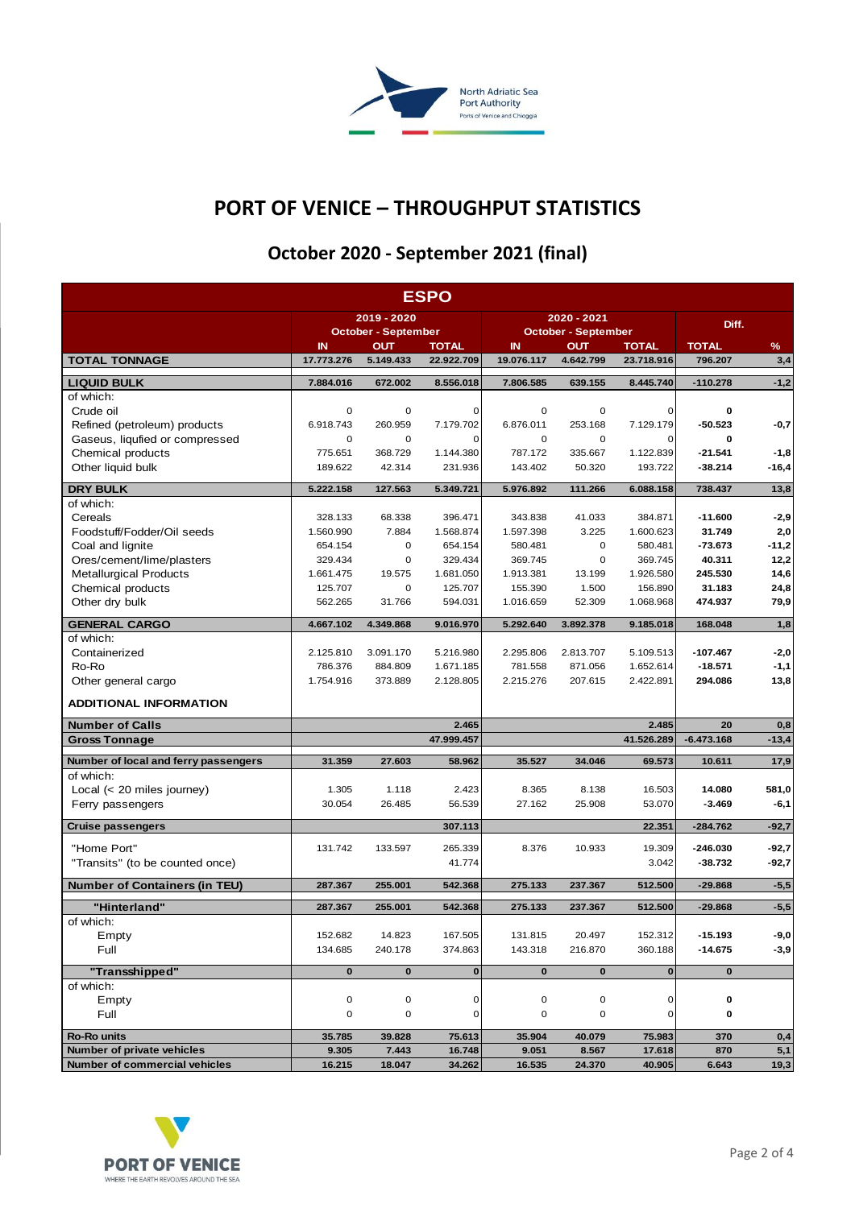# PORT OF VENICE – THROUGHPUT STATISTICS

## October 2020 - September 2021 (final)

| ESPO | 2019 - 2020 October - September | | | 2020 - 2021 October - September | | | Diff. | |
|---|---|---|---|---|---|---|---|---|
| | IN | OUT | TOTAL | IN | OUT | TOTAL | TOTAL | % |
| **TOTAL TONNAGE** | **17.773.276** | **5.149.433** | **22.922.709** | **19.076.117** | **4.642.799** | **23.718.916** | **796.207** | **3,4** |
| **LIQUID BULK** | **7.884.016** | **672.002** | **8.556.018** | **7.806.585** | **639.155** | **8.445.740** | **-110.278** | **-1,2** |
| of which: | | | | | | | | |
| Crude oil | 0 | 0 | 0 | 0 | 0 | 0 | **0** | |
| Refined (petroleum) products | 6.918.743 | 260.959 | 7.179.702 | 6.876.011 | 253.168 | 7.129.179 | **-50.523** | **-0,7** |
| Gaseus, liqufied or compressed | 0 | 0 | 0 | 0 | 0 | 0 | **0** | |
| Chemical products | 775.651 | 368.729 | 1.144.380 | 787.172 | 335.667 | 1.122.839 | **-21.541** | **-1,8** |
| Other liquid bulk | 189.622 | 42.314 | 231.936 | 143.402 | 50.320 | 193.722 | **-38.214** | **-16,4** |
| **DRY BULK** | **5.222.158** | **127.563** | **5.349.721** | **5.976.892** | **111.266** | **6.088.158** | **738.437** | **13,8** |
| of which: | | | | | | | | |
| Cereals | 328.133 | 68.338 | 396.471 | 343.838 | 41.033 | 384.871 | **-11.600** | **-2,9** |
| Foodstuff/Fodder/Oil seeds | 1.560.990 | 7.884 | 1.568.874 | 1.597.398 | 3.225 | 1.600.623 | **31.749** | **2,0** |
| Coal and lignite | 654.154 | 0 | 654.154 | 580.481 | 0 | 580.481 | **-73.673** | **-11,2** |
| Ores/cement/lime/plasters | 329.434 | 0 | 329.434 | 369.745 | 0 | 369.745 | **40.311** | **12,2** |
| Metallurgical Products | 1.661.475 | 19.575 | 1.681.050 | 1.913.381 | 13.199 | 1.926.580 | **245.530** | **14,6** |
| Chemical products | 125.707 | 0 | 125.707 | 155.390 | 1.500 | 156.890 | **31.183** | **24,8** |
| Other dry bulk | 562.265 | 31.766 | 594.031 | 1.016.659 | 52.309 | 1.068.968 | **474.937** | **79,9** |
| **GENERAL CARGO** | **4.667.102** | **4.349.868** | **9.016.970** | **5.292.640** | **3.892.378** | **9.185.018** | **168.048** | **1,8** |
| of which: | | | | | | | | |
| Containerized | 2.125.810 | 3.091.170 | 5.216.980 | 2.295.806 | 2.813.707 | 5.109.513 | **-107.467** | **-2,0** |
| Ro-Ro | 786.376 | 884.809 | 1.671.185 | 781.558 | 871.056 | 1.652.614 | **-18.571** | **-1,1** |
| Other general cargo | 1.754.916 | 373.889 | 2.128.805 | 2.215.276 | 207.615 | 2.422.891 | **294.086** | **13,8** |
| **ADDITIONAL INFORMATION** | | | | | | | | |
| **Number of Calls** | | | **2.465** | | | **2.485** | **20** | **0,8** |
| **Gross Tonnage** | | | **47.999.457** | | | **41.526.289** | **-6.473.168** | **-13,4** |
| **Number of local and ferry passengers** | **31.359** | **27.603** | **58.962** | **35.527** | **34.046** | **69.573** | **10.611** | **17,9** |
| of which: | | | | | | | | |
| Local (< 20 miles journey) | 1.305 | 1.118 | 2.423 | 8.365 | 8.138 | 16.503 | **14.080** | **581,0** |
| Ferry passengers | 30.054 | 26.485 | 56.539 | 27.162 | 25.908 | 53.070 | **-3.469** | **-6,1** |
| **Cruise passengers** | | | **307.113** | | | **22.351** | **-284.762** | **-92,7** |
| "Home Port" | 131.742 | 133.597 | 265.339 | 8.376 | 10.933 | 19.309 | **-246.030** | **-92,7** |
| "Transits" (to be counted once) | | | 41.774 | | | 3.042 | **-38.732** | **-92,7** |
| **Number of Containers (in TEU)** | **287.367** | **255.001** | **542.368** | **275.133** | **237.367** | **512.500** | **-29.868** | **-5,5** |
| **"Hinterland"** | **287.367** | **255.001** | **542.368** | **275.133** | **237.367** | **512.500** | **-29.868** | **-5,5** |
| of which: | | | | | | | | |
| Empty | 152.682 | 14.823 | 167.505 | 131.815 | 20.497 | 152.312 | **-15.193** | **-9,0** |
| Full | 134.685 | 240.178 | 374.863 | 143.318 | 216.870 | 360.188 | **-14.675** | **-3,9** |
| **"Transshipped"** | **0** | **0** | **0** | **0** | **0** | **0** | **0** | |
| of which: | | | | | | | | |
| Empty | 0 | 0 | 0 | 0 | 0 | 0 | **0** | |
| Full | 0 | 0 | 0 | 0 | 0 | 0 | **0** | |
| **Ro-Ro units** | **35.785** | **39.828** | **75.613** | **35.904** | **40.079** | **75.983** | **370** | **0,4** |
| **Number of private vehicles** | **9.305** | **7.443** | **16.748** | **9.051** | **8.567** | **17.618** | **870** | **5,1** |
| **Number of commercial vehicles** | **16.215** | **18.047** | **34.262** | **16.535** | **24.370** | **40.905** | **6.643** | **19,3** |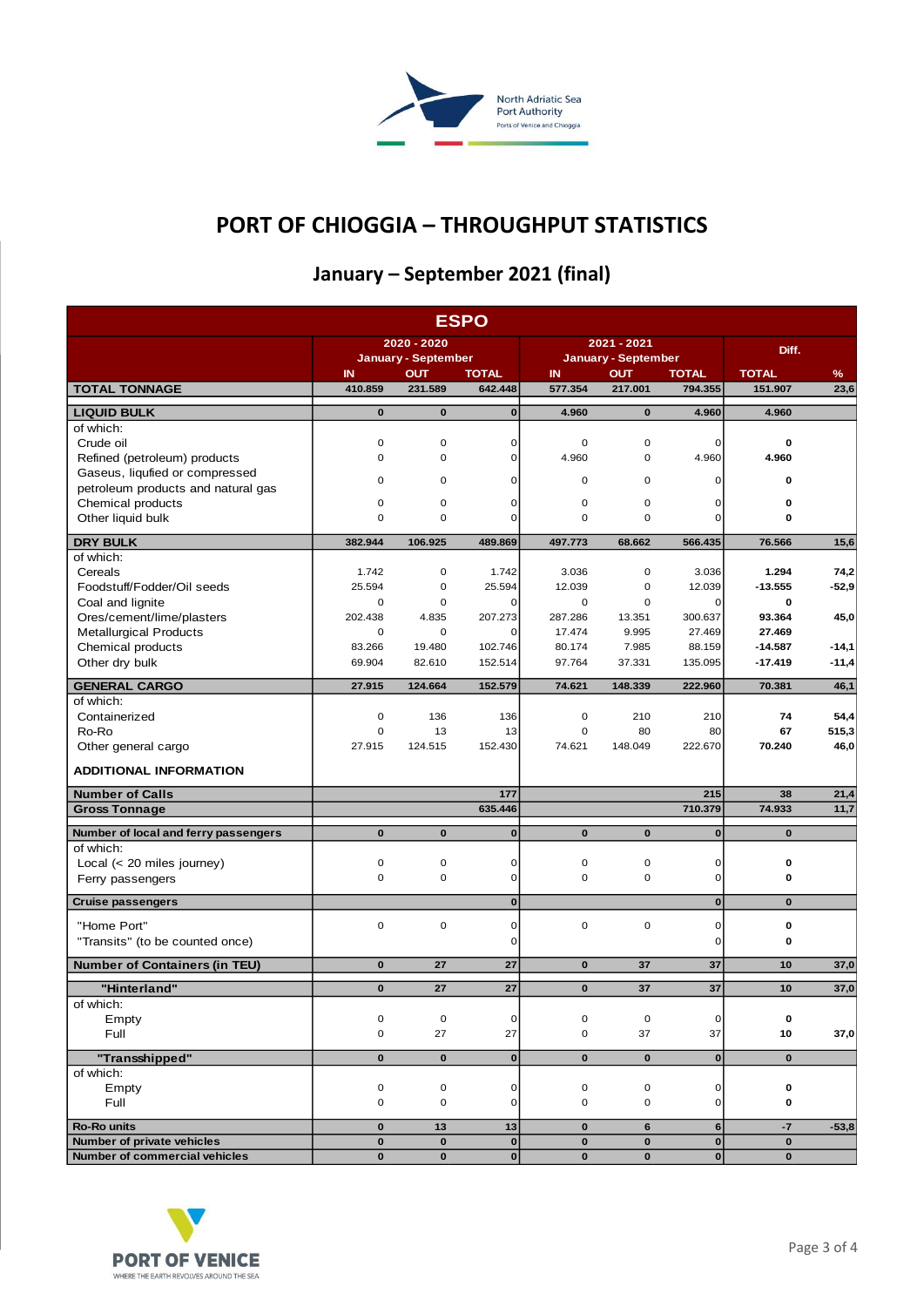# PORT OF CHIOGGIA – THROUGHPUT STATISTICS

## January – September 2021 (final)

| ESPO | 2020 - 2020 January - September | | | 2021 - 2021 January - September | | | Diff. | |
|---|---|---|---|---|---|---|---|---|
| | IN | OUT | TOTAL | IN | OUT | TOTAL | TOTAL | % |
| **TOTAL TONNAGE** | 410.859 | 231.589 | 642.448 | 577.354 | 217.001 | 794.355 | 151.907 | 23,6 |
| **LIQUID BULK** | 0 | 0 | 0 | 4.960 | 0 | 4.960 | 4.960 | |
| of which: | | | | | | | | |
| Crude oil | 0 | 0 | 0 | 0 | 0 | 0 | 0 | |
| Refined (petroleum) products | 0 | 0 | 0 | 4.960 | 0 | 4.960 | 4.960 | |
| Gaseus, liqufied or compressed petroleum products and natural gas | 0 | 0 | 0 | 0 | 0 | 0 | 0 | |
| Chemical products | 0 | 0 | 0 | 0 | 0 | 0 | 0 | |
| Other liquid bulk | 0 | 0 | 0 | 0 | 0 | 0 | 0 | |
| **DRY BULK** | 382.944 | 106.925 | 489.869 | 497.773 | 68.662 | 566.435 | 76.566 | 15,6 |
| of which: | | | | | | | | |
| Cereals | 1.742 | 0 | 1.742 | 3.036 | 0 | 3.036 | 1.294 | 74,2 |
| Foodstuff/Fodder/Oil seeds | 25.594 | 0 | 25.594 | 12.039 | 0 | 12.039 | -13.555 | -52,9 |
| Coal and lignite | 0 | 0 | 0 | 0 | 0 | 0 | 0 | |
| Ores/cement/lime/plasters | 202.438 | 4.835 | 207.273 | 287.286 | 13.351 | 300.637 | 93.364 | 45,0 |
| Metallurgical Products | 0 | 0 | 0 | 17.474 | 9.995 | 27.469 | 27.469 | |
| Chemical products | 83.266 | 19.480 | 102.746 | 80.174 | 7.985 | 88.159 | -14.587 | -14,1 |
| Other dry bulk | 69.904 | 82.610 | 152.514 | 97.764 | 37.331 | 135.095 | -17.419 | -11,4 |
| **GENERAL CARGO** | 27.915 | 124.664 | 152.579 | 74.621 | 148.339 | 222.960 | 70.381 | 46,1 |
| of which: | | | | | | | | |
| Containerized | 0 | 136 | 136 | 0 | 210 | 210 | 74 | 54,4 |
| Ro-Ro | 0 | 13 | 13 | 0 | 80 | 80 | 67 | 515,3 |
| Other general cargo | 27.915 | 124.515 | 152.430 | 74.621 | 148.049 | 222.670 | 70.240 | 46,0 |
| **ADDITIONAL INFORMATION** | | | | | | | | |
| **Number of Calls** | | | 177 | | | 215 | 38 | 21,4 |
| **Gross Tonnage** | | | 635.446 | | | 710.379 | 74.933 | 11,7 |
| **Number of local and ferry passengers** | 0 | 0 | 0 | 0 | 0 | 0 | 0 | |
| of which: | | | | | | | | |
| Local (< 20 miles journey) | 0 | 0 | 0 | 0 | 0 | 0 | 0 | |
| Ferry passengers | 0 | 0 | 0 | 0 | 0 | 0 | 0 | |
| **Cruise passengers** | | | 0 | | | 0 | 0 | |
| "Home Port" | 0 | 0 | 0 | 0 | 0 | 0 | 0 | |
| "Transits" (to be counted once) | | | 0 | | | 0 | 0 | |
| **Number of Containers (in TEU)** | 0 | 27 | 27 | 0 | 37 | 37 | 10 | 37,0 |
| **"Hinterland"** | 0 | 27 | 27 | 0 | 37 | 37 | 10 | 37,0 |
| of which: | | | | | | | | |
| Empty | 0 | 0 | 0 | 0 | 0 | 0 | 0 | |
| Full | 0 | 27 | 27 | 0 | 37 | 37 | 10 | 37,0 |
| **"Transshipped"** | 0 | 0 | 0 | 0 | 0 | 0 | 0 | |
| of which: | | | | | | | | |
| Empty | 0 | 0 | 0 | 0 | 0 | 0 | 0 | |
| Full | 0 | 0 | 0 | 0 | 0 | 0 | 0 | |
| **Ro-Ro units** | 0 | 13 | 13 | 0 | 6 | 6 | -7 | -53,8 |
| **Number of private vehicles** | 0 | 0 | 0 | 0 | 0 | 0 | 0 | |
| **Number of commercial vehicles** | 0 | 0 | 0 | 0 | 0 | 0 | 0 | |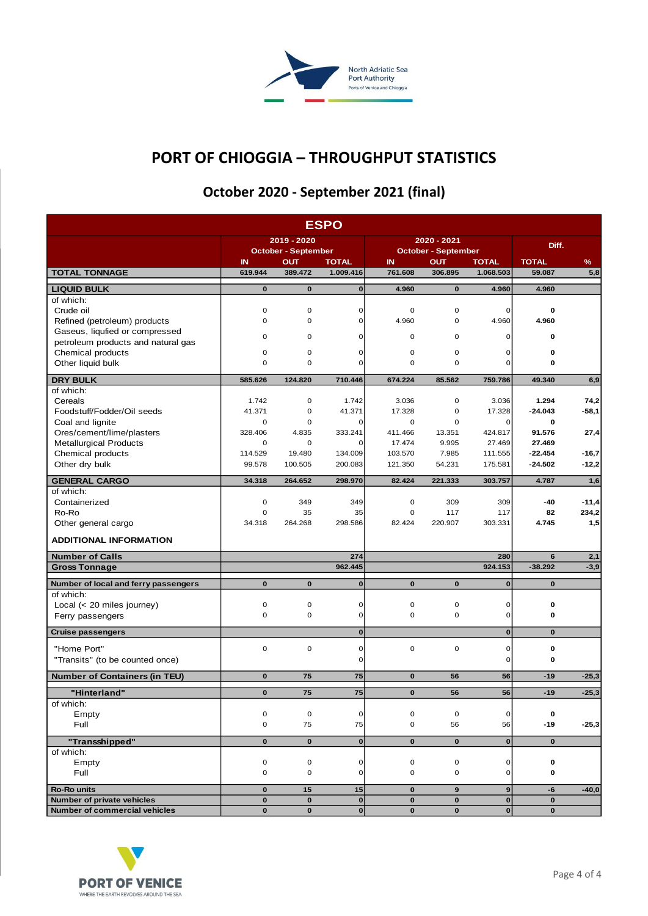# PORT OF CHIOGGIA – THROUGHPUT STATISTICS

## October 2020 - September 2021 (final)

| ESPO | 2019 - 2020 October - September | | | 2020 - 2021 October - September | | | Diff. | |
|---|---|---|---|---|---|---|---|---|
| | IN | OUT | TOTAL | IN | OUT | TOTAL | TOTAL | % |
| **TOTAL TONNAGE** | 619.944 | 389.472 | 1.009.416 | 761.608 | 306.895 | 1.068.503 | 59.087 | 5,8 |
| **LIQUID BULK** | 0 | 0 | 0 | 4.960 | 0 | 4.960 | 4.960 | |
| of which: | | | | | | | | |
| Crude oil | 0 | 0 | 0 | 0 | 0 | 0 | 0 | |
| Refined (petroleum) products | 0 | 0 | 0 | 4.960 | 0 | 4.960 | 4.960 | |
| Gaseus, liqufied or compressed petroleum products and natural gas | 0 | 0 | 0 | 0 | 0 | 0 | 0 | |
| Chemical products | 0 | 0 | 0 | 0 | 0 | 0 | 0 | |
| Other liquid bulk | 0 | 0 | 0 | 0 | 0 | 0 | 0 | |
| **DRY BULK** | 585.626 | 124.820 | 710.446 | 674.224 | 85.562 | 759.786 | 49.340 | 6,9 |
| of which: | | | | | | | | |
| Cereals | 1.742 | 0 | 1.742 | 3.036 | 0 | 3.036 | 1.294 | 74,2 |
| Foodstuff/Fodder/Oil seeds | 41.371 | 0 | 41.371 | 17.328 | 0 | 17.328 | -24.043 | -58,1 |
| Coal and lignite | 0 | 0 | 0 | 0 | 0 | 0 | 0 | |
| Ores/cement/lime/plasters | 328.406 | 4.835 | 333.241 | 411.466 | 13.351 | 424.817 | 91.576 | 27,4 |
| Metallurgical Products | 0 | 0 | 0 | 17.474 | 9.995 | 27.469 | 27.469 | |
| Chemical products | 114.529 | 19.480 | 134.009 | 103.570 | 7.985 | 111.555 | -22.454 | -16,7 |
| Other dry bulk | 99.578 | 100.505 | 200.083 | 121.350 | 54.231 | 175.581 | -24.502 | -12,2 |
| **GENERAL CARGO** | 34.318 | 264.652 | 298.970 | 82.424 | 221.333 | 303.757 | 4.787 | 1,6 |
| of which: | | | | | | | | |
| Containerized | 0 | 349 | 349 | 0 | 309 | 309 | -40 | -11,4 |
| Ro-Ro | 0 | 35 | 35 | 0 | 117 | 117 | 82 | 234,2 |
| Other general cargo | 34.318 | 264.268 | 298.586 | 82.424 | 220.907 | 303.331 | 4.745 | 1,5 |
| **ADDITIONAL INFORMATION** | | | | | | | | |
| **Number of Calls** | | | 274 | | | 280 | 6 | 2,1 |
| **Gross Tonnage** | | | 962.445 | | | 924.153 | -38.292 | -3,9 |
| **Number of local and ferry passengers** | 0 | 0 | 0 | 0 | 0 | 0 | 0 | |
| of which: | | | | | | | | |
| Local (< 20 miles journey) | 0 | 0 | 0 | 0 | 0 | 0 | 0 | |
| Ferry passengers | 0 | 0 | 0 | 0 | 0 | 0 | 0 | |
| **Cruise passengers** | | | 0 | | | 0 | 0 | |
| "Home Port" | 0 | 0 | 0 | 0 | 0 | 0 | 0 | |
| "Transits" (to be counted once) | | | 0 | | | 0 | 0 | |
| **Number of Containers (in TEU)** | 0 | 75 | 75 | 0 | 56 | 56 | -19 | -25,3 |
| **"Hinterland"** | 0 | 75 | 75 | 0 | 56 | 56 | -19 | -25,3 |
| of which: | | | | | | | | |
| Empty | 0 | 0 | 0 | 0 | 0 | 0 | 0 | |
| Full | 0 | 75 | 75 | 0 | 56 | 56 | -19 | -25,3 |
| **"Transshipped"** | 0 | 0 | 0 | 0 | 0 | 0 | 0 | |
| of which: | | | | | | | | |
| Empty | 0 | 0 | 0 | 0 | 0 | 0 | 0 | |
| Full | 0 | 0 | 0 | 0 | 0 | 0 | 0 | |
| **Ro-Ro units** | 0 | 15 | 15 | 0 | 9 | 9 | -6 | -40,0 |
| **Number of private vehicles** | 0 | 0 | 0 | 0 | 0 | 0 | 0 | |
| **Number of commercial vehicles** | 0 | 0 | 0 | 0 | 0 | 0 | 0 | |